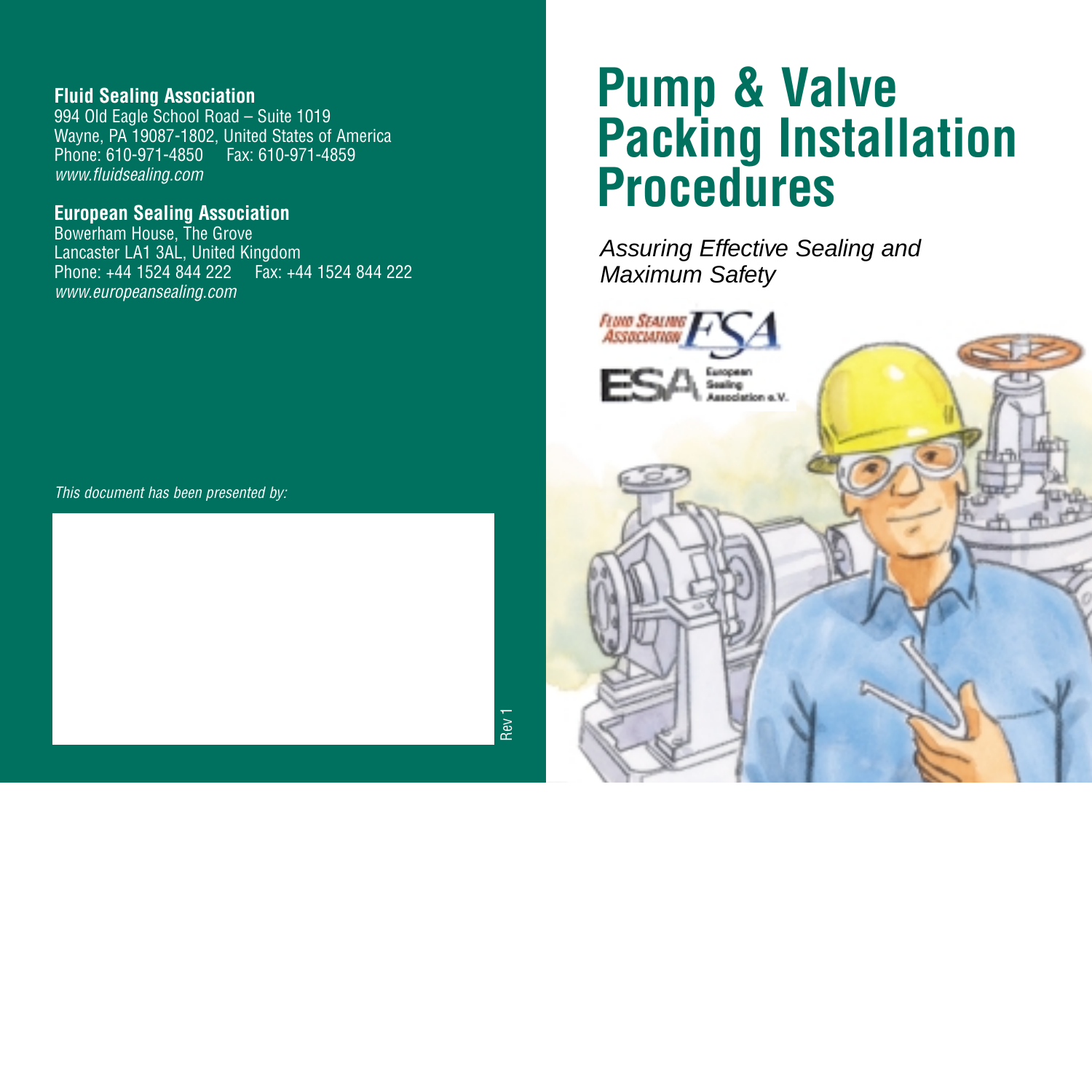**Fluid Sealing Association**
994 Old Eagle School Road – Suite 1019
Wayne, PA 19087-1802, United States of America
Phone: 610-971-4850 Fax: 610-971-4859
*www.fluidsealing.com*

**European Sealing Association**
Bowerham House, The Grove
Lancaster LA1 3AL, United Kingdom
Phone: +44 1524 844 222 Fax: +44 1524 844 222
*www.europeansealing.com*

*This document has been presented by:*

Rev 1

# Pump & Valve Packing Installation Procedures

*Assuring Effective Sealing and Maximum Safety*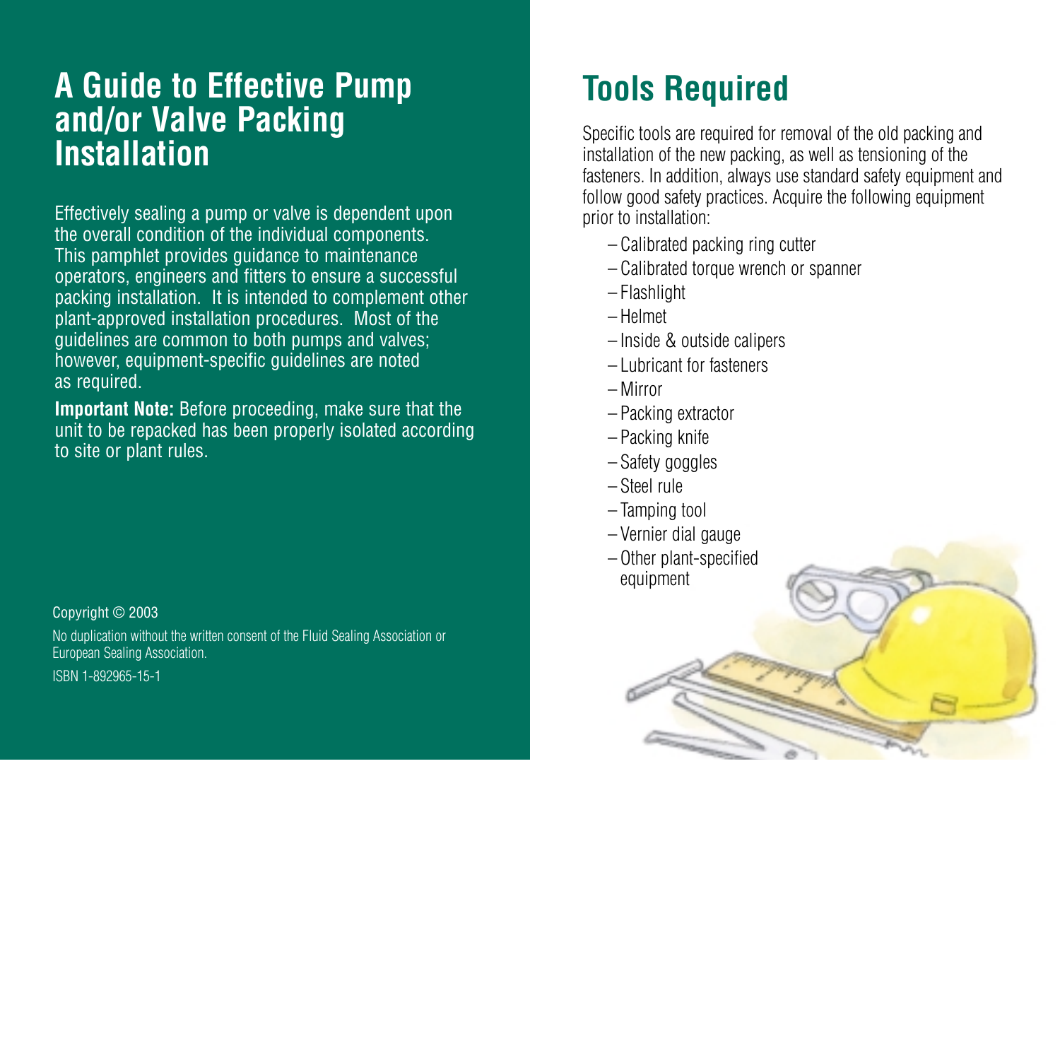# A Guide to Effective Pump and/or Valve Packing Installation

Effectively sealing a pump or valve is dependent upon the overall condition of the individual components. This pamphlet provides guidance to maintenance operators, engineers and fitters to ensure a successful packing installation. It is intended to complement other plant-approved installation procedures. Most of the guidelines are common to both pumps and valves; however, equipment-specific guidelines are noted as required.

**Important Note:** Before proceeding, make sure that the unit to be repacked has been properly isolated according to site or plant rules.

Copyright © 2003

No duplication without the written consent of the Fluid Sealing Association or European Sealing Association.

ISBN 1-892965-15-1

# Tools Required

Specific tools are required for removal of the old packing and installation of the new packing, as well as tensioning of the fasteners. In addition, always use standard safety equipment and follow good safety practices. Acquire the following equipment prior to installation:

- Calibrated packing ring cutter
- Calibrated torque wrench or spanner
- Flashlight
- Helmet
- Inside & outside calipers
- Lubricant for fasteners
- Mirror
- Packing extractor
- Packing knife
- Safety goggles
- Steel rule
- Tamping tool
- Vernier dial gauge
- Other plant-specified equipment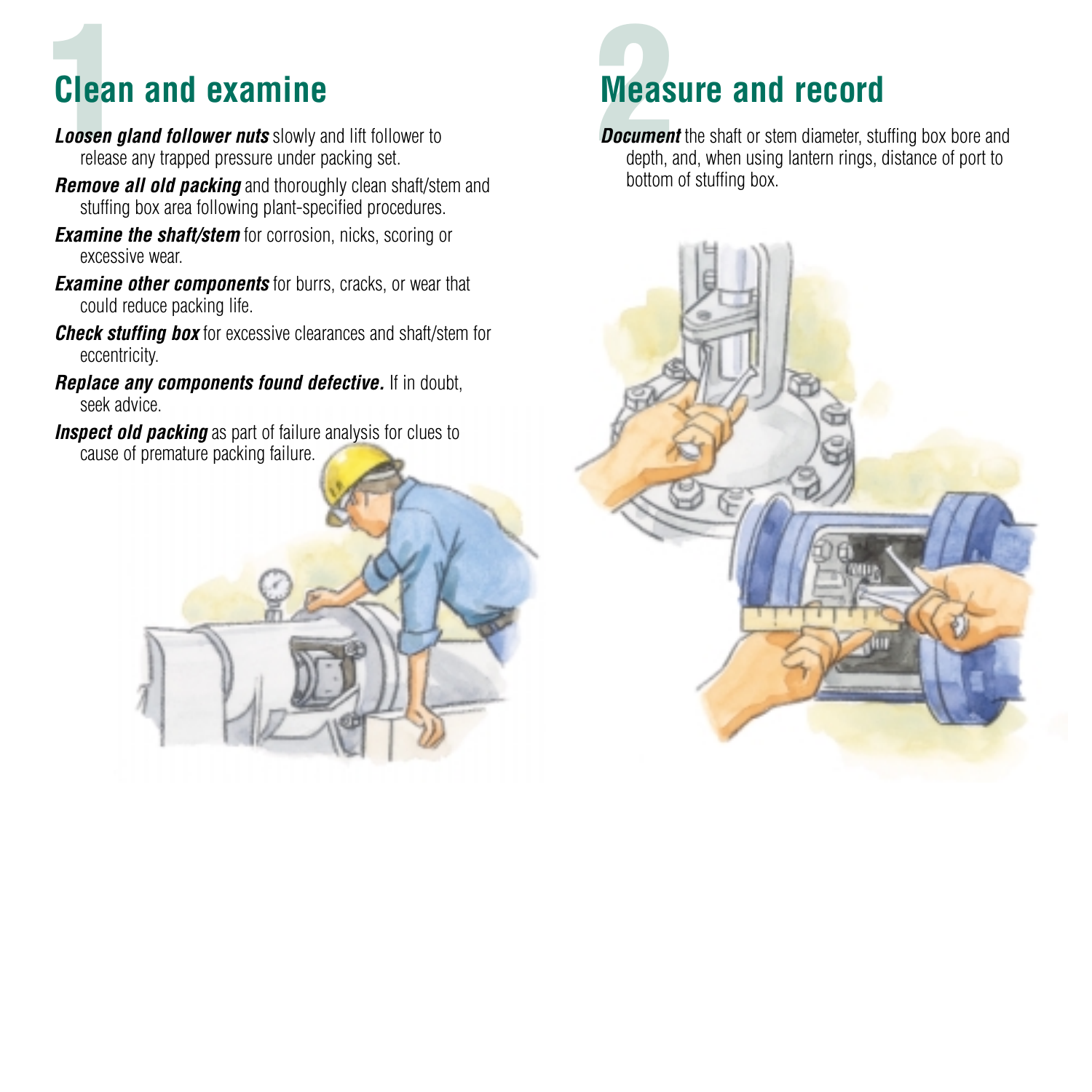# 1 Clean and examine

***Loosen gland follower nuts*** slowly and lift follower to release any trapped pressure under packing set.

***Remove all old packing*** and thoroughly clean shaft/stem and stuffing box area following plant-specified procedures.

***Examine the shaft/stem*** for corrosion, nicks, scoring or excessive wear.

***Examine other components*** for burrs, cracks, or wear that could reduce packing life.

***Check stuffing box*** for excessive clearances and shaft/stem for eccentricity.

***Replace any components found defective.*** If in doubt, seek advice.

***Inspect old packing*** as part of failure analysis for clues to cause of premature packing failure.

# 2 Measure and record

***Document*** the shaft or stem diameter, stuffing box bore and depth, and, when using lantern rings, distance of port to bottom of stuffing box.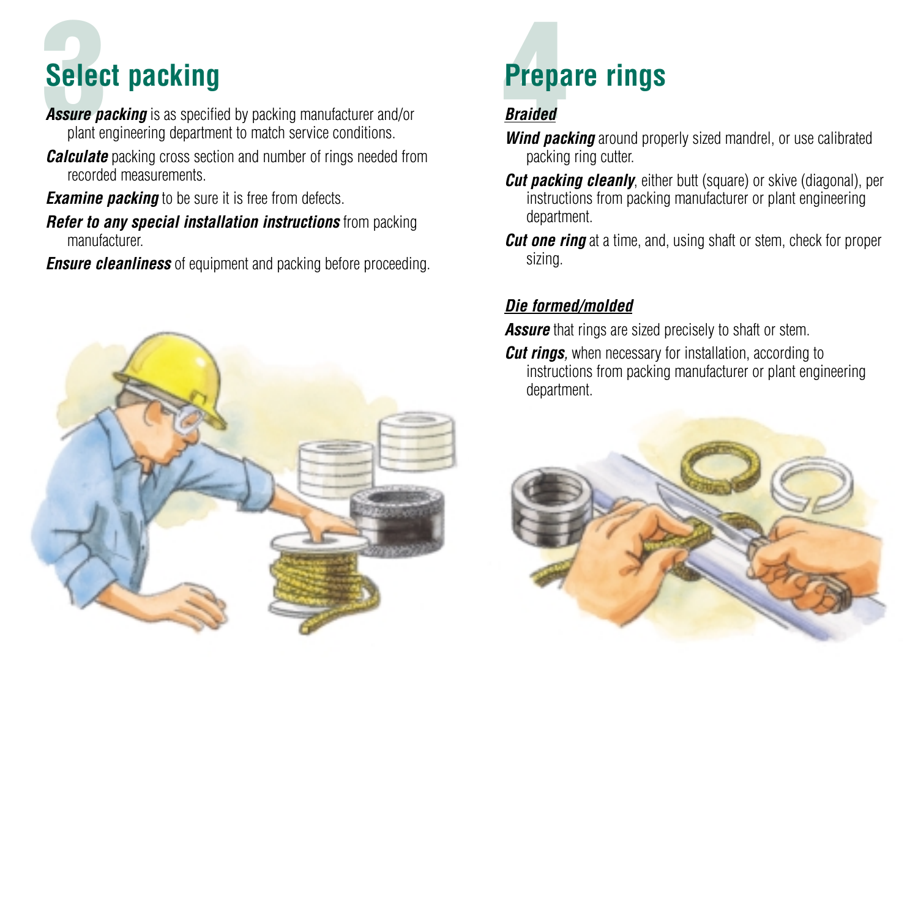# 3 Select packing

***Assure packing*** is as specified by packing manufacturer and/or plant engineering department to match service conditions.

***Calculate*** packing cross section and number of rings needed from recorded measurements.

***Examine packing*** to be sure it is free from defects.

***Refer to any special installation instructions*** from packing manufacturer.

***Ensure cleanliness*** of equipment and packing before proceeding.

# 4 Prepare rings

***Braided***

***Wind packing*** around properly sized mandrel, or use calibrated packing ring cutter.

***Cut packing cleanly***, either butt (square) or skive (diagonal), per instructions from packing manufacturer or plant engineering department.

***Cut one ring*** at a time, and, using shaft or stem, check for proper sizing.

***Die formed/molded***

***Assure*** that rings are sized precisely to shaft or stem.

***Cut rings,*** when necessary for installation, according to instructions from packing manufacturer or plant engineering department.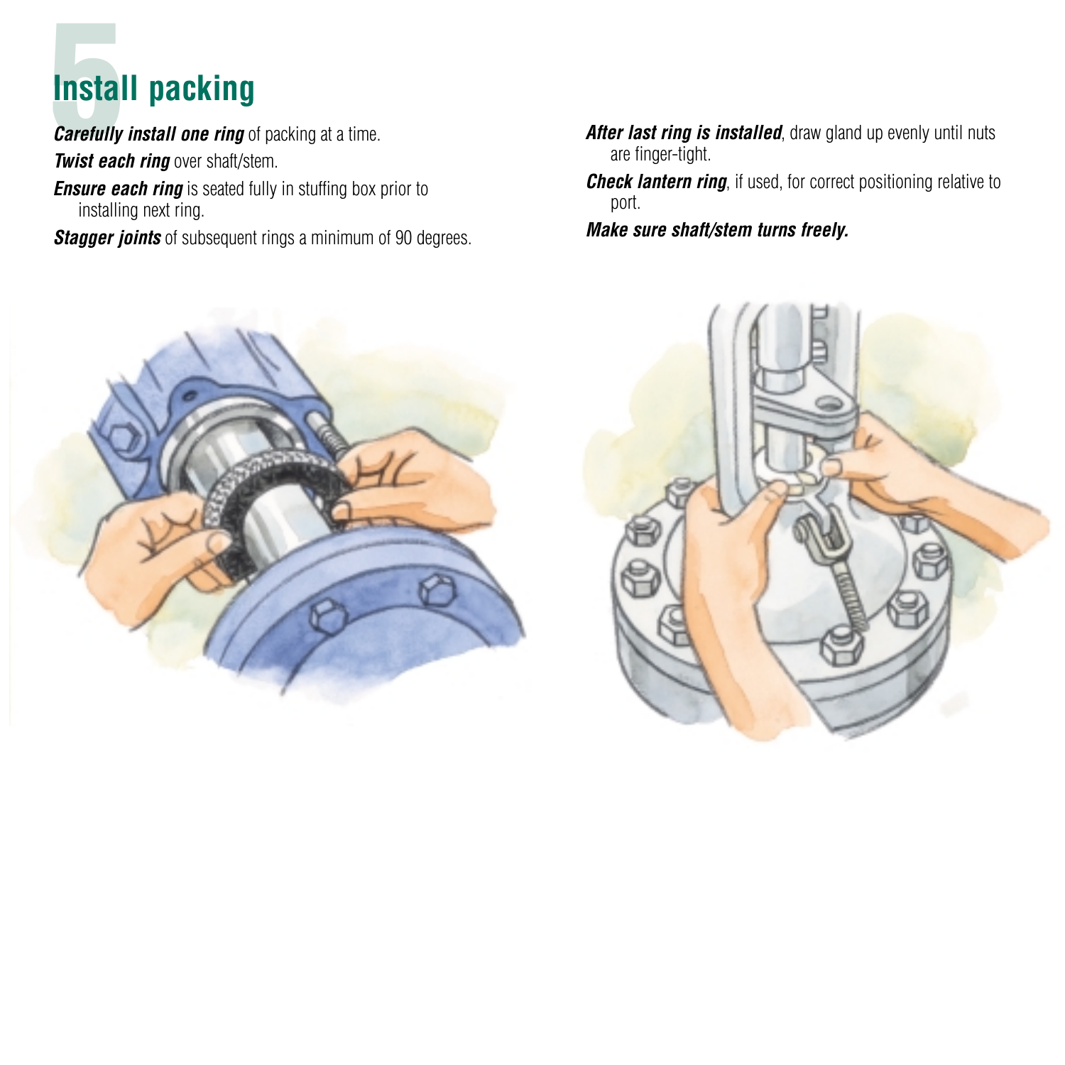# 5 Install packing

***Carefully install one ring*** of packing at a time.

***Twist each ring*** over shaft/stem.

***Ensure each ring*** is seated fully in stuffing box prior to installing next ring.

***Stagger joints*** of subsequent rings a minimum of 90 degrees.

***After last ring is installed***, draw gland up evenly until nuts are finger-tight.

***Check lantern ring***, if used, for correct positioning relative to port.

***Make sure shaft/stem turns freely.***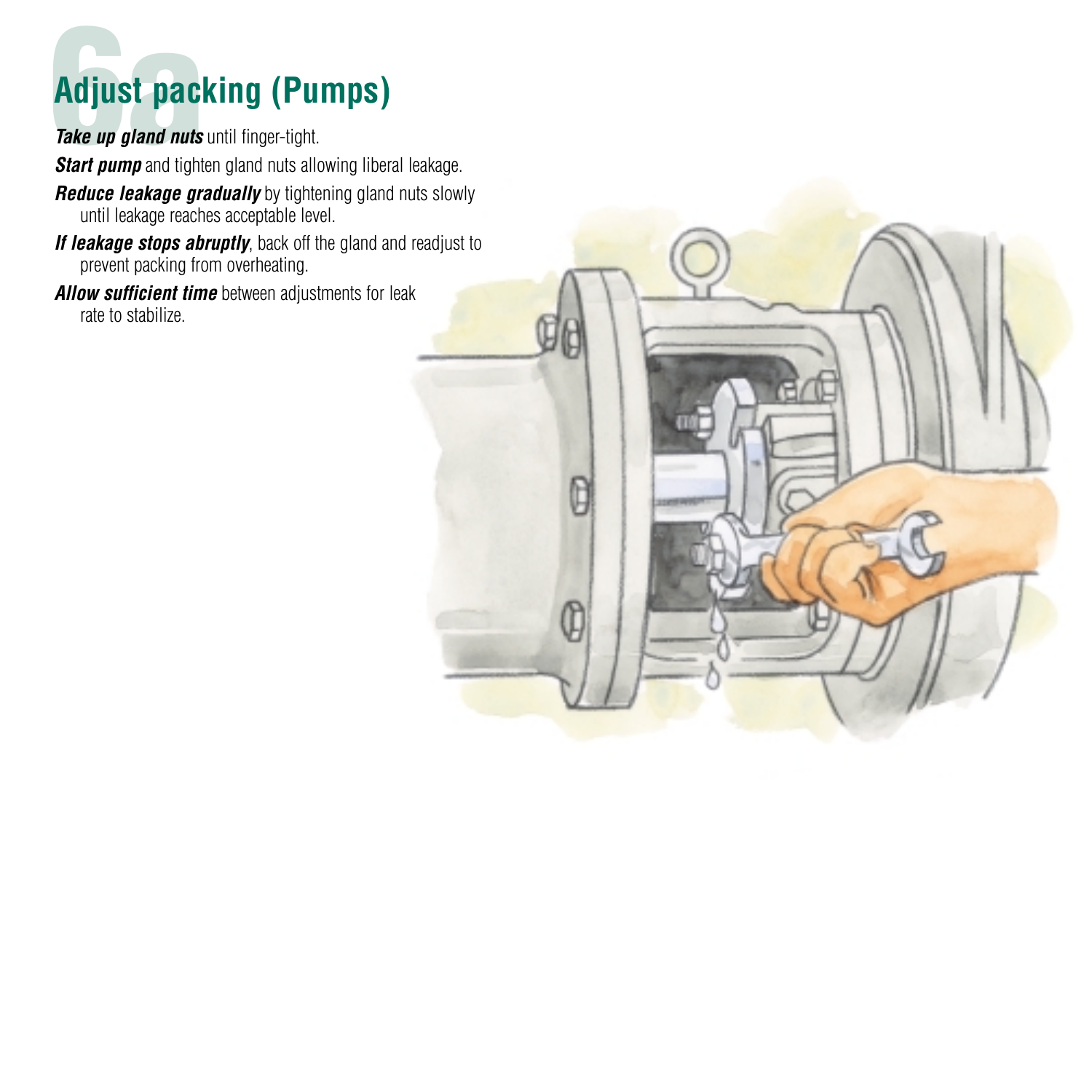# 6a Adjust packing (Pumps)

***Take up gland nuts*** until finger-tight.

***Start pump*** and tighten gland nuts allowing liberal leakage.

***Reduce leakage gradually*** by tightening gland nuts slowly until leakage reaches acceptable level.

***If leakage stops abruptly***, back off the gland and readjust to prevent packing from overheating.

***Allow sufficient time*** between adjustments for leak rate to stabilize.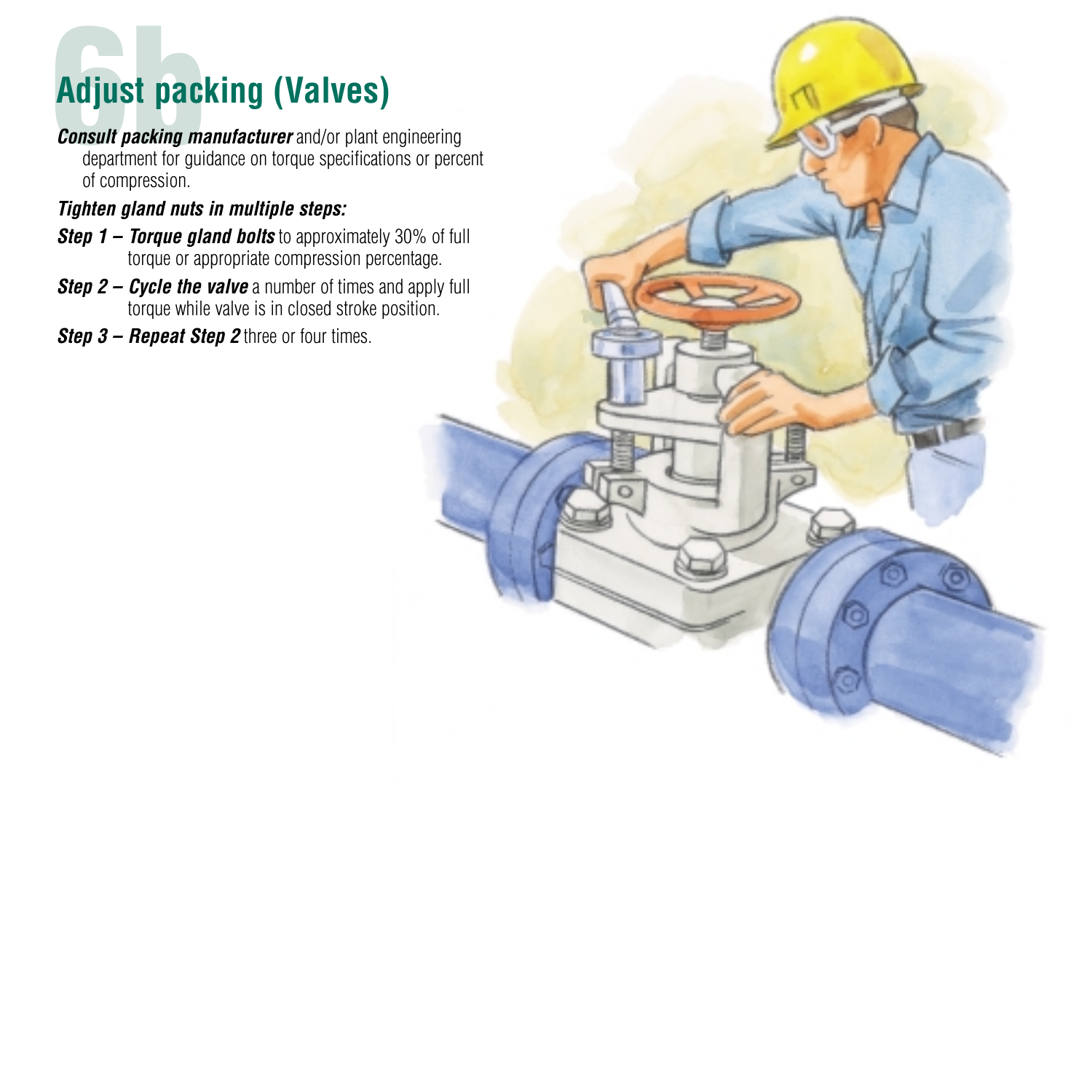# 6b Adjust packing (Valves)

***Consult packing manufacturer*** and/or plant engineering department for guidance on torque specifications or percent of compression.

***Tighten gland nuts in multiple steps:***

***Step 1 – Torque gland bolts*** to approximately 30% of full torque or appropriate compression percentage.

***Step 2 – Cycle the valve*** a number of times and apply full torque while valve is in closed stroke position.

***Step 3 – Repeat Step 2*** three or four times.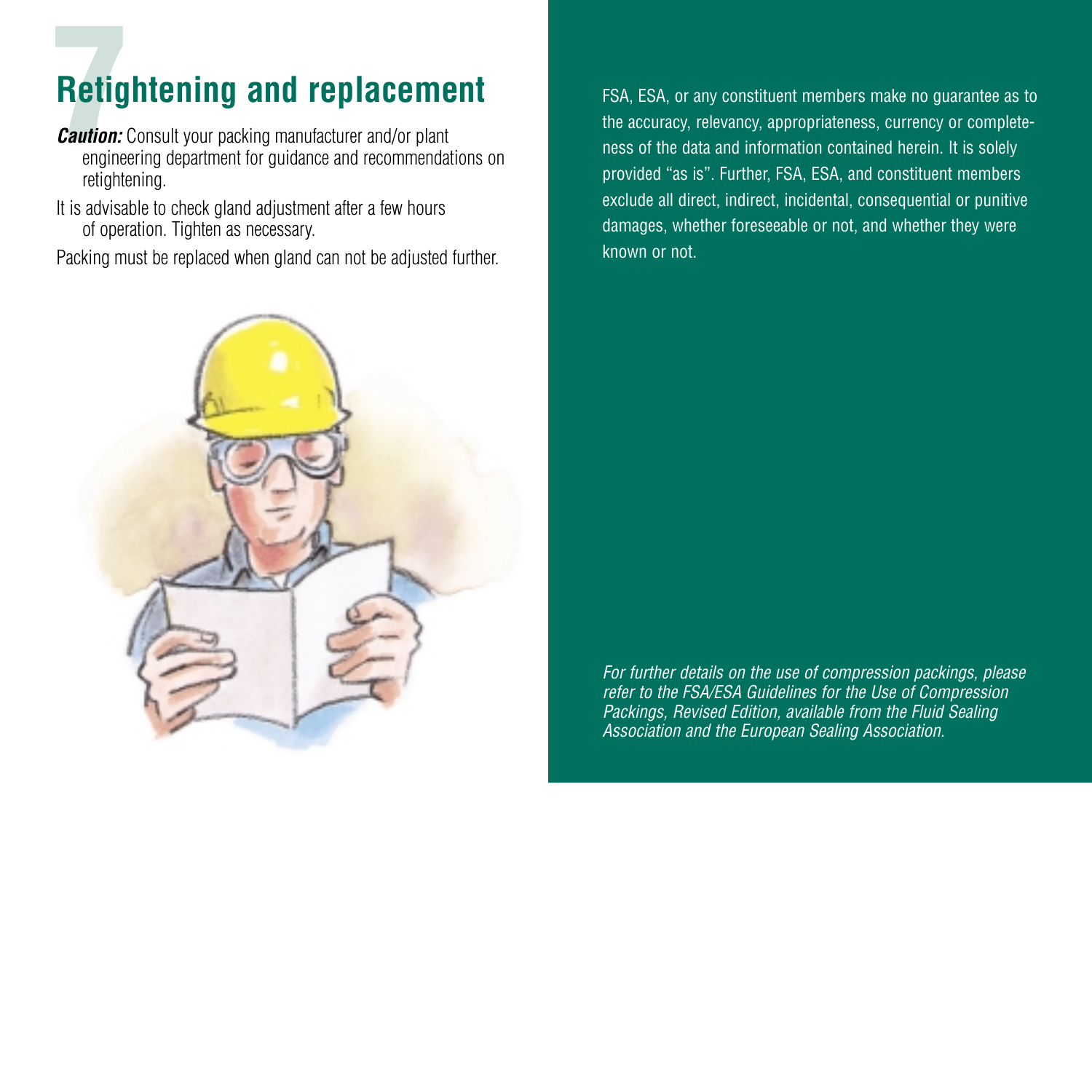# 7 Retightening and replacement

***Caution:*** Consult your packing manufacturer and/or plant engineering department for guidance and recommendations on retightening.

It is advisable to check gland adjustment after a few hours of operation. Tighten as necessary.

Packing must be replaced when gland can not be adjusted further.

FSA, ESA, or any constituent members make no guarantee as to the accuracy, relevancy, appropriateness, currency or completeness of the data and information contained herein. It is solely provided "as is". Further, FSA, ESA, and constituent members exclude all direct, indirect, incidental, consequential or punitive damages, whether foreseeable or not, and whether they were known or not.

*For further details on the use of compression packings, please refer to the FSA/ESA Guidelines for the Use of Compression Packings, Revised Edition, available from the Fluid Sealing Association and the European Sealing Association.*